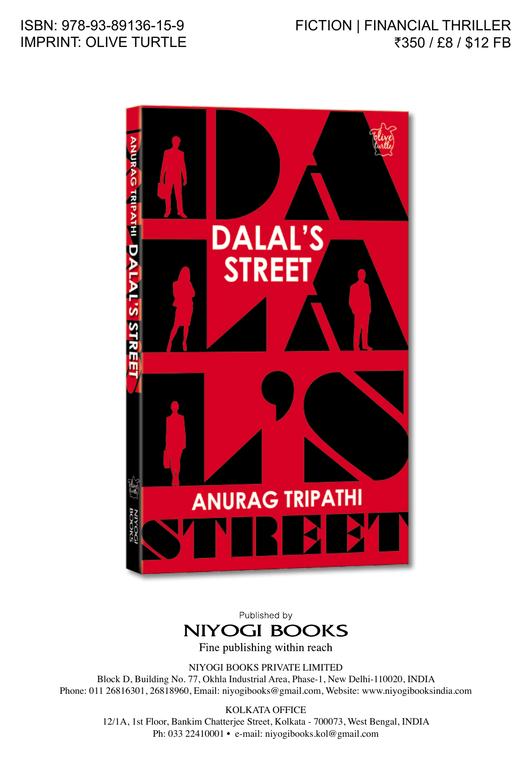ISBN: 978-93-89136-15-9
IMPRINT: OLIVE TURTLE

FICTION | FINANCIAL THRILLER
₹350 / £8 / $12 FB

# DALAL'S STREET

ANURAG TRIPATHI

Published by
NIYOGI BOOKS
Fine publishing within reach

NIYOGI BOOKS PRIVATE LIMITED
Block D, Building No. 77, Okhla Industrial Area, Phase-1, New Delhi-110020, INDIA
Phone: 011 26816301, 26818960, Email: niyogibooks@gmail.com, Website: www.niyogibooksindia.com

KOLKATA OFFICE
12/1A, 1st Floor, Bankim Chatterjee Street, Kolkata - 700073, West Bengal, INDIA
Ph: 033 22410001 • e-mail: niyogibooks.kol@gmail.com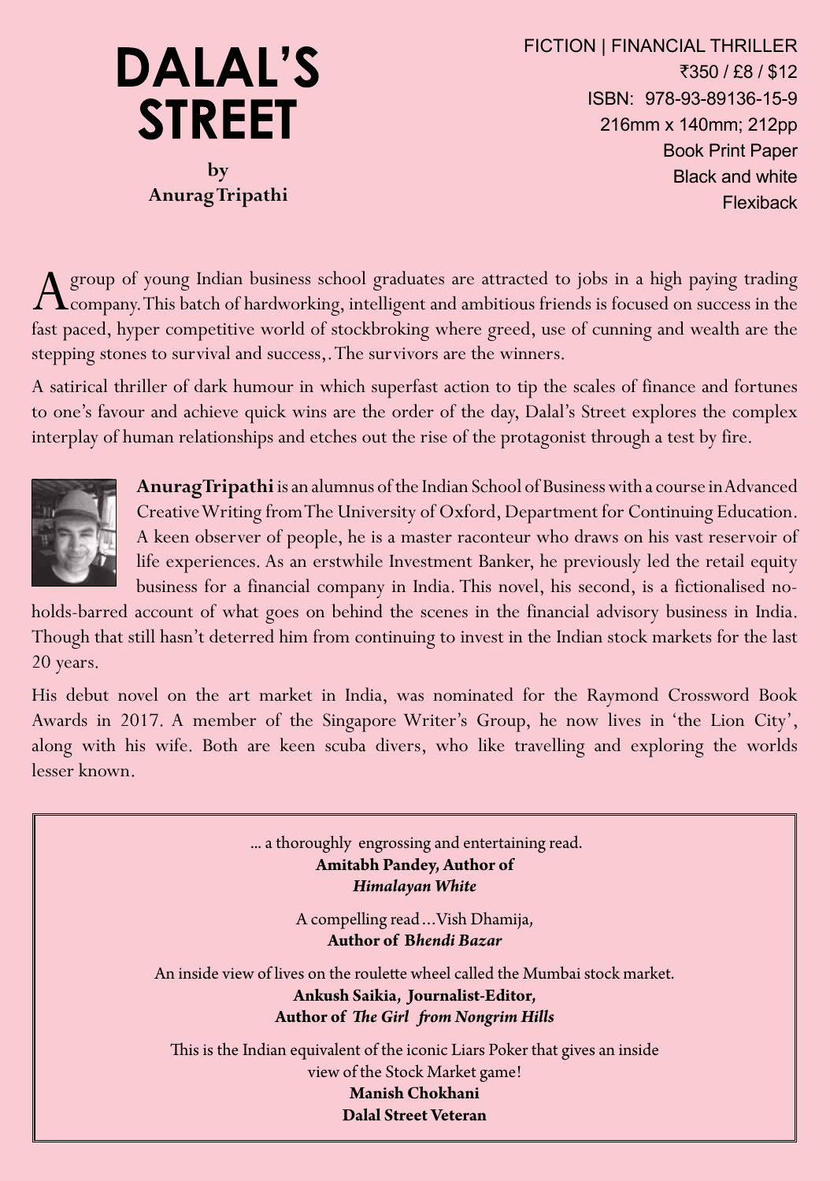# DALAL'S STREET

**by**
**Anurag Tripathi**

FICTION | FINANCIAL THRILLER
₹350 / £8 / $12
ISBN: 978-93-89136-15-9
216mm x 140mm; 212pp
Book Print Paper
Black and white
Flexiback

A group of young Indian business school graduates are attracted to jobs in a high paying trading company. This batch of hardworking, intelligent and ambitious friends is focused on success in the fast paced, hyper competitive world of stockbroking where greed, use of cunning and wealth are the stepping stones to survival and success,. The survivors are the winners.

A satirical thriller of dark humour in which superfast action to tip the scales of finance and fortunes to one's favour and achieve quick wins are the order of the day, Dalal's Street explores the complex interplay of human relationships and etches out the rise of the protagonist through a test by fire.

**Anurag Tripathi** is an alumnus of the Indian School of Business with a course in Advanced Creative Writing from The University of Oxford, Department for Continuing Education. A keen observer of people, he is a master raconteur who draws on his vast reservoir of life experiences. As an erstwhile Investment Banker, he previously led the retail equity business for a financial company in India. This novel, his second, is a fictionalised no-holds-barred account of what goes on behind the scenes in the financial advisory business in India. Though that still hasn't deterred him from continuing to invest in the Indian stock markets for the last 20 years.

His debut novel on the art market in India, was nominated for the Raymond Crossword Book Awards in 2017. A member of the Singapore Writer's Group, he now lives in 'the Lion City', along with his wife. Both are keen scuba divers, who like travelling and exploring the worlds lesser known.

... a thoroughly engrossing and entertaining read.
**Amitabh Pandey, Author of**
***Himalayan White***

A compelling read…Vish Dhamija,
**Author of *Bhendi Bazar***

An inside view of lives on the roulette wheel called the Mumbai stock market.
**Ankush Saikia, Journalist-Editor,**
**Author of *The Girl from Nongrim Hills***

This is the Indian equivalent of the iconic Liars Poker that gives an inside view of the Stock Market game!
**Manish Chokhani**
**Dalal Street Veteran**